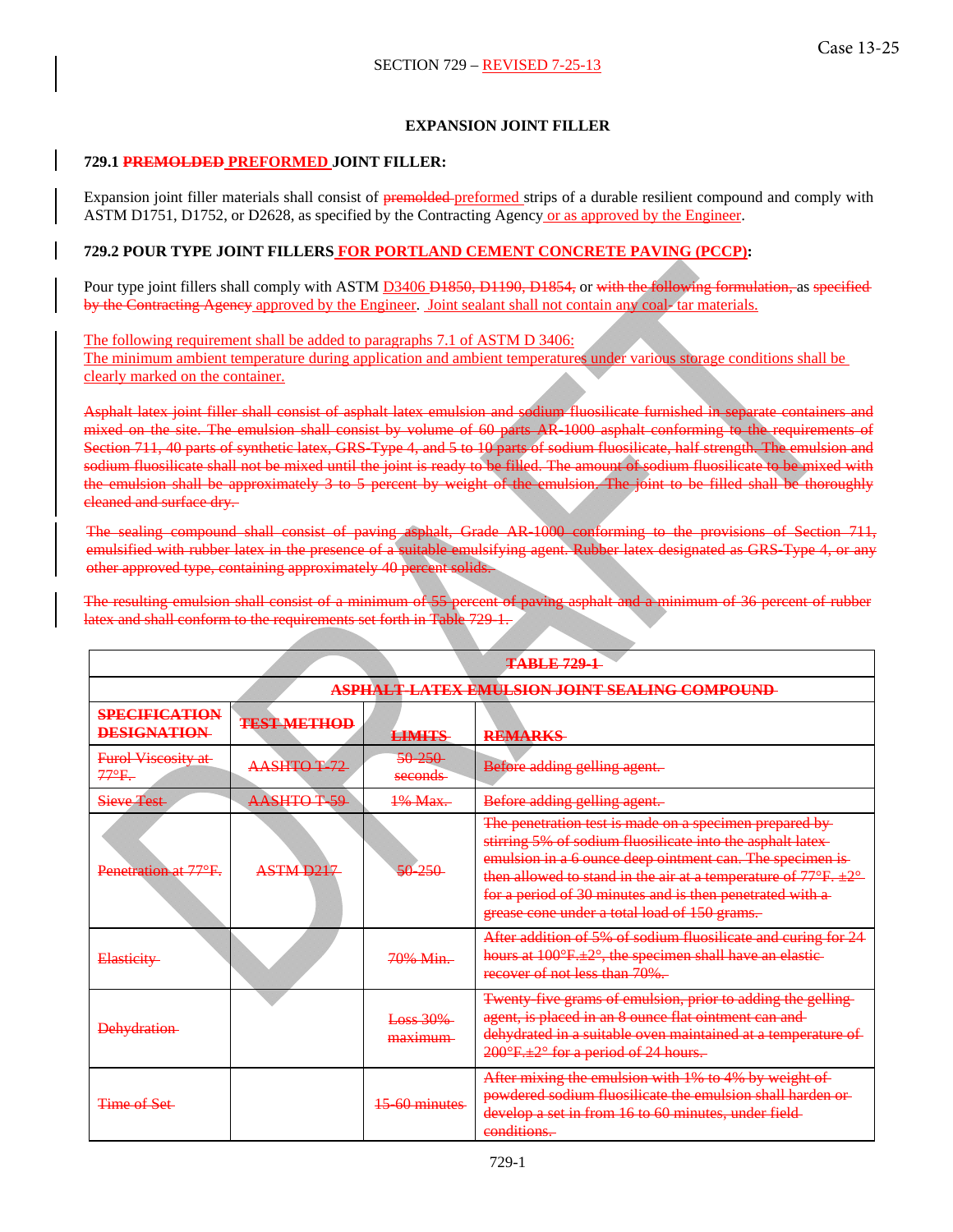Case 13-25

SECTION 729 – REVISED 7-25-13

## EXPANSION JOINT FILLER

### 729.1 ~~PREMOLDED~~ PREFORMED JOINT FILLER:

Expansion joint filler materials shall consist of ~~premolded~~ preformed strips of a durable resilient compound and comply with ASTM D1751, D1752, or D2628, as specified by the Contracting Agency or as approved by the Engineer.

### 729.2 POUR TYPE JOINT FILLERS FOR PORTLAND CEMENT CONCRETE PAVING (PCCP):

Pour type joint fillers shall comply with ASTM D3406 ~~D1850, D1190, D1854,~~ or ~~with the following formulation,~~ as ~~specified by the Contracting Agency~~ approved by the Engineer. Joint sealant shall not contain any coal- tar materials.

The following requirement shall be added to paragraphs 7.1 of ASTM D 3406:
The minimum ambient temperature during application and ambient temperatures under various storage conditions shall be clearly marked on the container.

~~Asphalt latex joint filler shall consist of asphalt latex emulsion and sodium fluosilicate furnished in separate containers and mixed on the site. The emulsion shall consist by volume of 60 parts AR-1000 asphalt conforming to the requirements of Section 711, 40 parts of synthetic latex, GRS-Type 4, and 5 to 10 parts of sodium fluosilicate, half strength. The emulsion and sodium fluosilicate shall not be mixed until the joint is ready to be filled. The amount of sodium fluosilicate to be mixed with the emulsion shall be approximately 3 to 5 percent by weight of the emulsion. The joint to be filled shall be thoroughly cleaned and surface dry.~~

~~The sealing compound shall consist of paving asphalt, Grade AR-1000 conforming to the provisions of Section 711, emulsified with rubber latex in the presence of a suitable emulsifying agent. Rubber latex designated as GRS-Type 4, or any other approved type, containing approximately 40 percent solids.~~

~~The resulting emulsion shall consist of a minimum of 55 percent of paving asphalt and a minimum of 36 percent of rubber latex and shall conform to the requirements set forth in Table 729-1.~~

| ~~TABLE 729-1~~ | | | |
|---|---|---|---|
| ~~ASPHALT-LATEX EMULSION JOINT SEALING COMPOUND~~ | | | |
| ~~SPECIFICATION DESIGNATION~~ | ~~TEST METHOD~~ | ~~LIMITS~~ | ~~REMARKS~~ |
| ~~Furol Viscosity at 77°F.~~ | ~~AASHTO T-72~~ | ~~50-250 seconds~~ | ~~Before adding gelling agent.~~ |
| ~~Sieve Test~~ | ~~AASHTO T-59~~ | ~~1% Max.~~ | ~~Before adding gelling agent.~~ |
| ~~Penetration at 77°F.~~ | ~~ASTM D217~~ | ~~50-250~~ | ~~The penetration test is made on a specimen prepared by stirring 5% of sodium fluosilicate into the asphalt latex emulsion in a 6 ounce deep ointment can. The specimen is then allowed to stand in the air at a temperature of 77°F. ±2° for a period of 30 minutes and is then penetrated with a grease cone under a total load of 150 grams.~~ |
| ~~Elasticity~~ | | ~~70% Min.~~ | ~~After addition of 5% of sodium fluosilicate and curing for 24 hours at 100°F.±2°, the specimen shall have an elastic recover of not less than 70%.~~ |
| ~~Dehydration~~ | | ~~Loss 30% maximum~~ | ~~Twenty-five grams of emulsion, prior to adding the gelling agent, is placed in an 8 ounce flat ointment can and dehydrated in a suitable oven maintained at a temperature of 200°F.±2° for a period of 24 hours.~~ |
| ~~Time of Set~~ | | ~~15-60 minutes~~ | ~~After mixing the emulsion with 1% to 4% by weight of powdered sodium fluosilicate the emulsion shall harden or develop a set in from 16 to 60 minutes, under field conditions.~~ |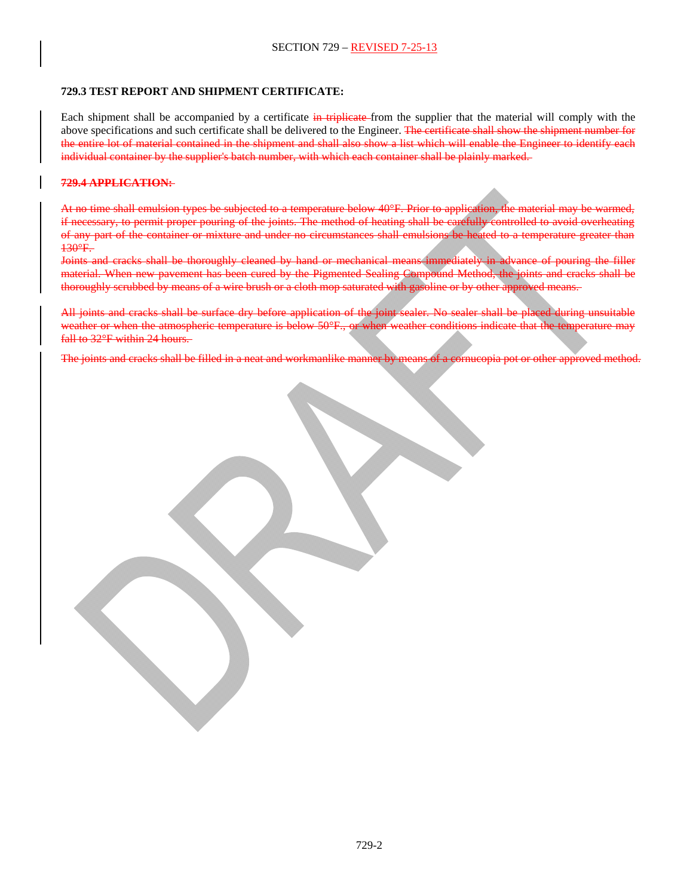### 729.3 TEST REPORT AND SHIPMENT CERTIFICATE:

Each shipment shall be accompanied by a certificate ~~in triplicate~~ from the supplier that the material will comply with the above specifications and such certificate shall be delivered to the Engineer. ~~The certificate shall show the shipment number for the entire lot of material contained in the shipment and shall also show a list which will enable the Engineer to identify each individual container by the supplier's batch number, with which each container shall be plainly marked.~~

### ~~729.4 APPLICATION:~~

~~At no time shall emulsion types be subjected to a temperature below 40°F. Prior to application, the material may be warmed, if necessary, to permit proper pouring of the joints. The method of heating shall be carefully controlled to avoid overheating of any part of the container or mixture and under no circumstances shall emulsions be heated to a temperature greater than 130°F.~~

~~Joints and cracks shall be thoroughly cleaned by hand or mechanical means immediately in advance of pouring the filler material. When new pavement has been cured by the Pigmented Sealing Compound Method, the joints and cracks shall be thoroughly scrubbed by means of a wire brush or a cloth mop saturated with gasoline or by other approved means.~~

~~All joints and cracks shall be surface dry before application of the joint sealer. No sealer shall be placed during unsuitable weather or when the atmospheric temperature is below 50°F., or when weather conditions indicate that the temperature may fall to 32°F within 24 hours.~~

~~The joints and cracks shall be filled in a neat and workmanlike manner by means of a cornucopia pot or other approved method.~~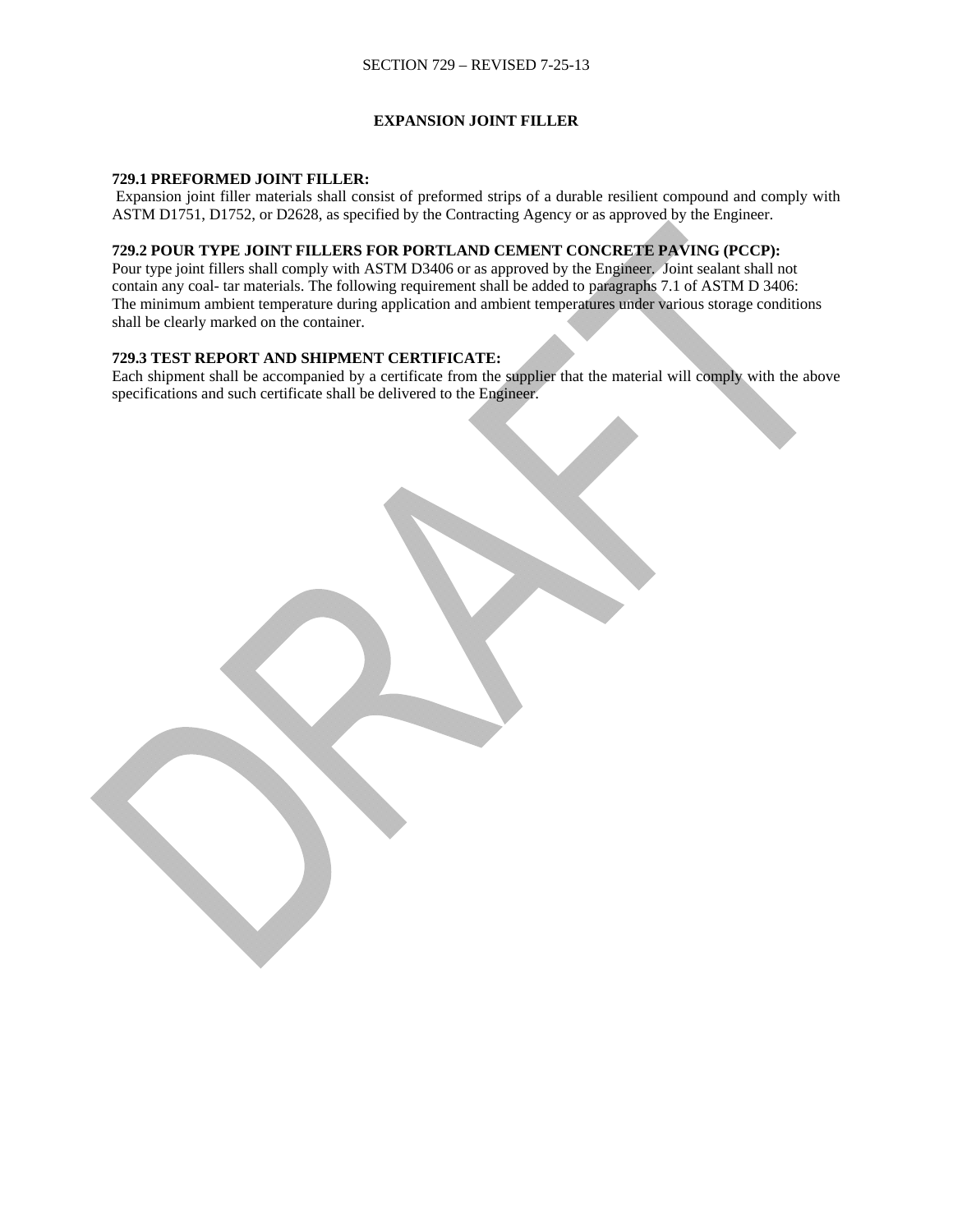SECTION 729 – REVISED 7-25-13

# EXPANSION JOINT FILLER

**729.1 PREFORMED JOINT FILLER:**

Expansion joint filler materials shall consist of preformed strips of a durable resilient compound and comply with ASTM D1751, D1752, or D2628, as specified by the Contracting Agency or as approved by the Engineer.

**729.2 POUR TYPE JOINT FILLERS FOR PORTLAND CEMENT CONCRETE PAVING (PCCP):**

Pour type joint fillers shall comply with ASTM D3406 or as approved by the Engineer. Joint sealant shall not contain any coal- tar materials. The following requirement shall be added to paragraphs 7.1 of ASTM D 3406:
The minimum ambient temperature during application and ambient temperatures under various storage conditions shall be clearly marked on the container.

**729.3 TEST REPORT AND SHIPMENT CERTIFICATE:**

Each shipment shall be accompanied by a certificate from the supplier that the material will comply with the above specifications and such certificate shall be delivered to the Engineer.